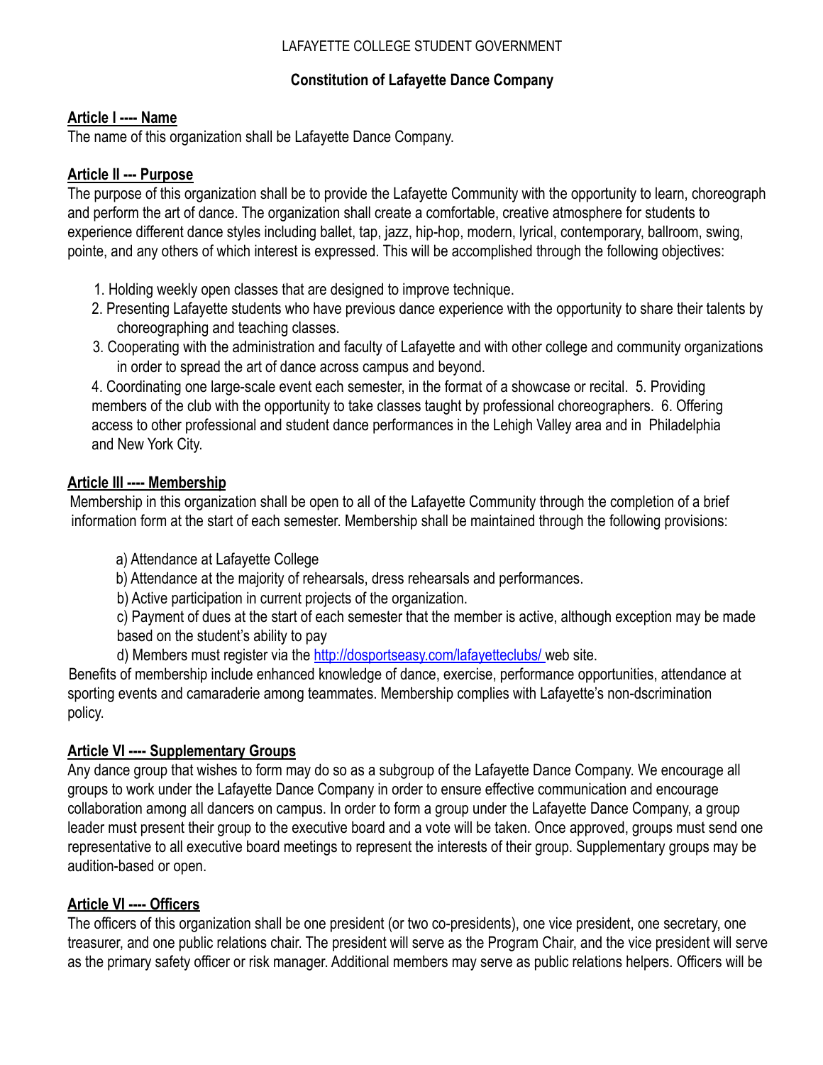LAFAYETTE COLLEGE STUDENT GOVERNMENT

**Constitution of Lafayette Dance Company**

**Article I ---- Name**

The name of this organization shall be Lafayette Dance Company.

**Article II --- Purpose**

The purpose of this organization shall be to provide the Lafayette Community with the opportunity to learn, choreograph and perform the art of dance. The organization shall create a comfortable, creative atmosphere for students to experience different dance styles including ballet, tap, jazz, hip-hop, modern, lyrical, contemporary, ballroom, swing, pointe, and any others of which interest is expressed. This will be accomplished through the following objectives:

1. Holding weekly open classes that are designed to improve technique.
2. Presenting Lafayette students who have previous dance experience with the opportunity to share their talents by choreographing and teaching classes.
3. Cooperating with the administration and faculty of Lafayette and with other college and community organizations in order to spread the art of dance across campus and beyond.
4. Coordinating one large-scale event each semester, in the format of a showcase or recital.
5. Providing members of the club with the opportunity to take classes taught by professional choreographers.
6. Offering access to other professional and student dance performances in the Lehigh Valley area and in Philadelphia and New York City.

**Article III ---- Membership**

Membership in this organization shall be open to all of the Lafayette Community through the completion of a brief information form at the start of each semester. Membership shall be maintained through the following provisions:

a) Attendance at Lafayette College

b) Attendance at the majority of rehearsals, dress rehearsals and performances.

b) Active participation in current projects of the organization.

c) Payment of dues at the start of each semester that the member is active, although exception may be made based on the student's ability to pay

d) Members must register via the http://dosportseasy.com/lafayetteclubs/ web site.

Benefits of membership include enhanced knowledge of dance, exercise, performance opportunities, attendance at sporting events and camaraderie among teammates. Membership complies with Lafayette's non-dscrimination policy.

**Article VI ---- Supplementary Groups**

Any dance group that wishes to form may do so as a subgroup of the Lafayette Dance Company. We encourage all groups to work under the Lafayette Dance Company in order to ensure effective communication and encourage collaboration among all dancers on campus. In order to form a group under the Lafayette Dance Company, a group leader must present their group to the executive board and a vote will be taken. Once approved, groups must send one representative to all executive board meetings to represent the interests of their group. Supplementary groups may be audition-based or open.

**Article VI ---- Officers**

The officers of this organization shall be one president (or two co-presidents), one vice president, one secretary, one treasurer, and one public relations chair. The president will serve as the Program Chair, and the vice president will serve as the primary safety officer or risk manager. Additional members may serve as public relations helpers. Officers will be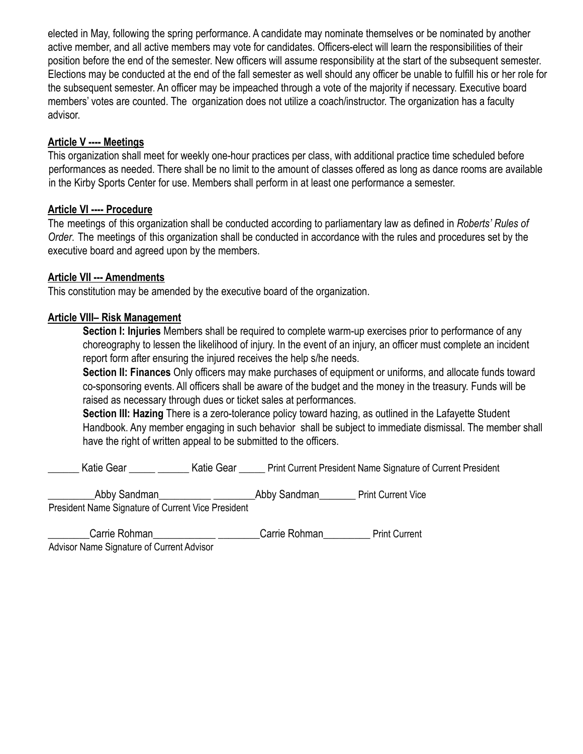elected in May, following the spring performance. A candidate may nominate themselves or be nominated by another active member, and all active members may vote for candidates. Officers-elect will learn the responsibilities of their position before the end of the semester. New officers will assume responsibility at the start of the subsequent semester. Elections may be conducted at the end of the fall semester as well should any officer be unable to fulfill his or her role for the subsequent semester. An officer may be impeached through a vote of the majority if necessary. Executive board members' votes are counted. The organization does not utilize a coach/instructor. The organization has a faculty advisor.

**Article V ---- Meetings**

This organization shall meet for weekly one-hour practices per class, with additional practice time scheduled before performances as needed. There shall be no limit to the amount of classes offered as long as dance rooms are available in the Kirby Sports Center for use. Members shall perform in at least one performance a semester.

**Article VI ---- Procedure**

The meetings of this organization shall be conducted according to parliamentary law as defined in *Roberts' Rules of Order*. The meetings of this organization shall be conducted in accordance with the rules and procedures set by the executive board and agreed upon by the members.

**Article VII --- Amendments**

This constitution may be amended by the executive board of the organization.

**Article VIII– Risk Management**

**Section I: Injuries** Members shall be required to complete warm-up exercises prior to performance of any choreography to lessen the likelihood of injury. In the event of an injury, an officer must complete an incident report form after ensuring the injured receives the help s/he needs.

**Section II: Finances** Only officers may make purchases of equipment or uniforms, and allocate funds toward co-sponsoring events. All officers shall be aware of the budget and the money in the treasury. Funds will be raised as necessary through dues or ticket sales at performances.

**Section III: Hazing** There is a zero-tolerance policy toward hazing, as outlined in the Lafayette Student Handbook. Any member engaging in such behavior shall be subject to immediate dismissal. The member shall have the right of written appeal to be submitted to the officers.

______ Katie Gear _____ ______ Katie Gear _____ Print Current President Name Signature of Current President

_________Abby Sandman__________ ________Abby Sandman_______ Print Current Vice President Name Signature of Current Vice President

________Carrie Rohman____________ ________Carrie Rohman_________ Print Current Advisor Name Signature of Current Advisor